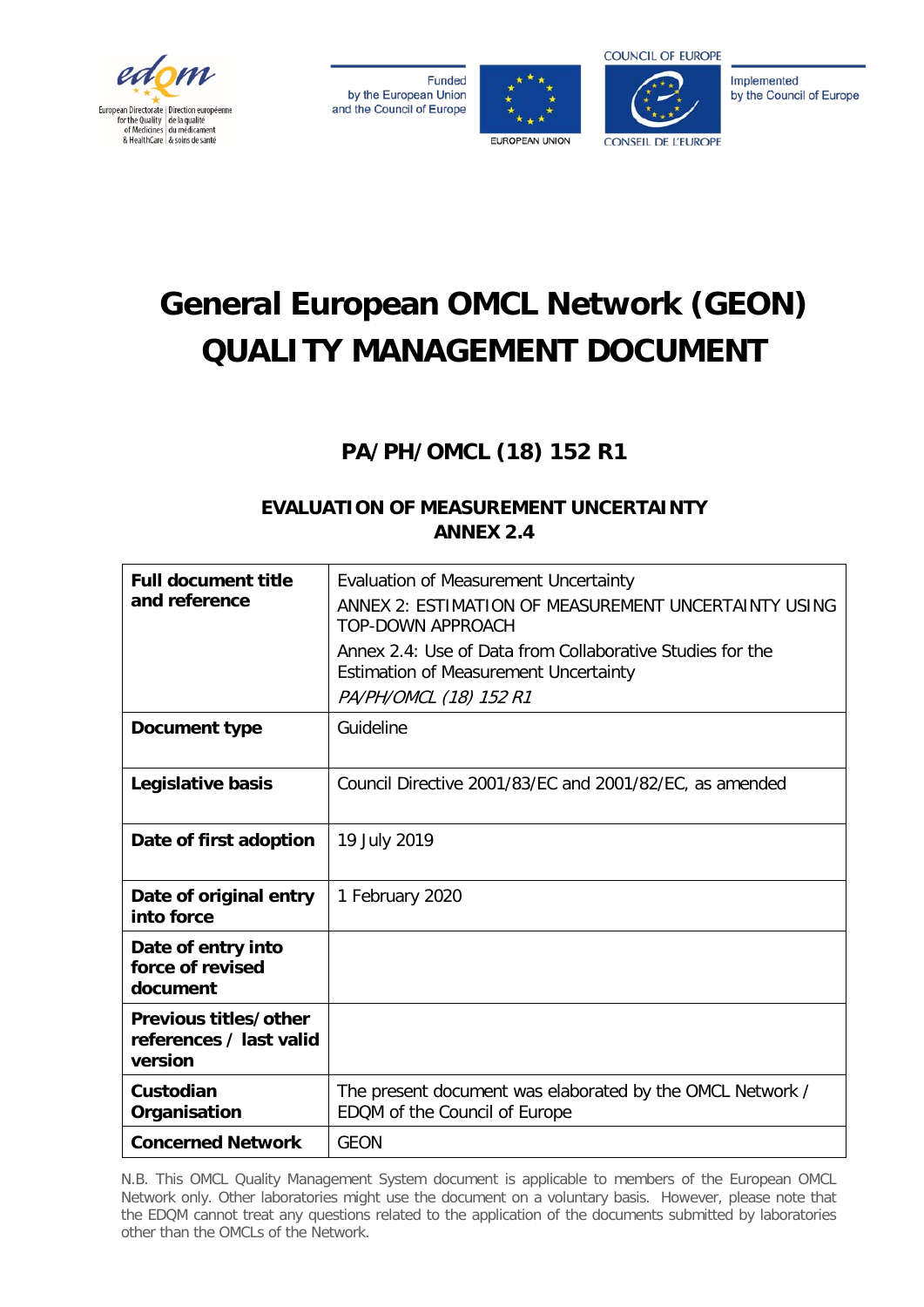Funded by the European Union and the Council of Europe

EUROPEAN UNION

COUNCIL OF EUROPE / CONSEIL DE L'EUROPE

Implemented by the Council of Europe

# General European OMCL Network (GEON) QUALITY MANAGEMENT DOCUMENT

## PA/PH/OMCL (18) 152 R1

### EVALUATION OF MEASUREMENT UNCERTAINTY
### ANNEX 2.4

| | |
|---|---|
| **Full document title and reference** | Evaluation of Measurement Uncertainty<br>ANNEX 2: ESTIMATION OF MEASUREMENT UNCERTAINTY USING TOP-DOWN APPROACH<br>Annex 2.4: Use of Data from Collaborative Studies for the Estimation of Measurement Uncertainty<br>*PA/PH/OMCL (18) 152 R1* |
| **Document type** | Guideline |
| **Legislative basis** | Council Directive 2001/83/EC and 2001/82/EC, as amended |
| **Date of first adoption** | 19 July 2019 |
| **Date of original entry into force** | 1 February 2020 |
| **Date of entry into force of revised document** | |
| **Previous titles/other references / last valid version** | |
| **Custodian Organisation** | The present document was elaborated by the OMCL Network / EDQM of the Council of Europe |
| **Concerned Network** | GEON |

N.B. This OMCL Quality Management System document is applicable to members of the European OMCL Network only. Other laboratories might use the document on a voluntary basis. However, please note that the EDQM cannot treat any questions related to the application of the documents submitted by laboratories other than the OMCLs of the Network.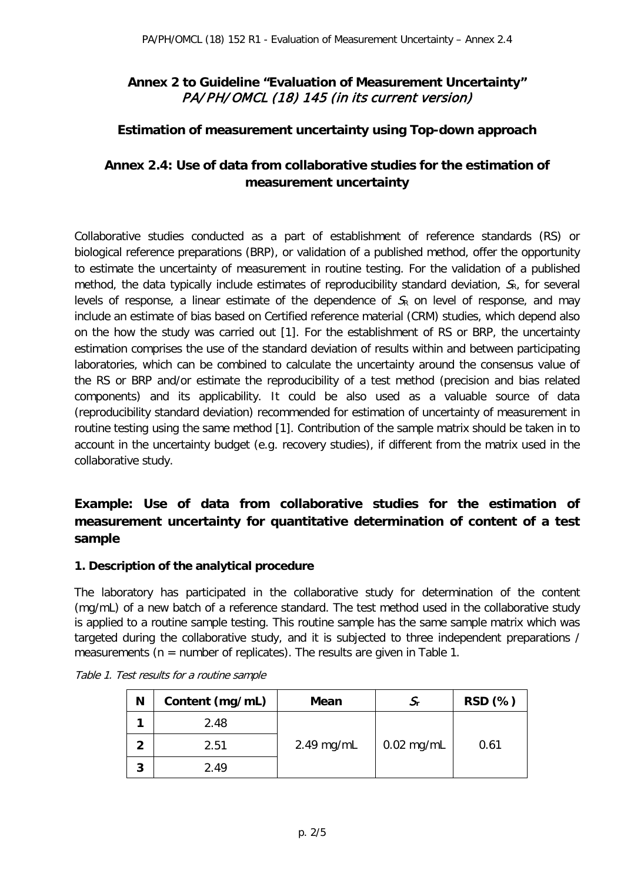# Annex 2 to Guideline "Evaluation of Measurement Uncertainty"

*PA/PH/OMCL (18) 145 (in its current version)*

## Estimation of measurement uncertainty using Top-down approach

## Annex 2.4: Use of data from collaborative studies for the estimation of measurement uncertainty

Collaborative studies conducted as a part of establishment of reference standards (RS) or biological reference preparations (BRP), or validation of a published method, offer the opportunity to estimate the uncertainty of measurement in routine testing. For the validation of a published method, the data typically include estimates of reproducibility standard deviation, $S_R$, for several levels of response, a linear estimate of the dependence of $S_R$ on level of response, and may include an estimate of bias based on Certified reference material (CRM) studies, which depend also on the how the study was carried out [1]. For the establishment of RS or BRP, the uncertainty estimation comprises the use of the standard deviation of results within and between participating laboratories, which can be combined to calculate the uncertainty around the consensus value of the RS or BRP and/or estimate the reproducibility of a test method (precision and bias related components) and its applicability. It could be also used as a valuable source of data (reproducibility standard deviation) recommended for estimation of uncertainty of measurement in routine testing using the same method [1]. Contribution of the sample matrix should be taken in to account in the uncertainty budget (e.g. recovery studies), if different from the matrix used in the collaborative study.

## Example: Use of data from collaborative studies for the estimation of measurement uncertainty for quantitative determination of content of a test sample

### 1. Description of the analytical procedure

The laboratory has participated in the collaborative study for determination of the content (mg/mL) of a new batch of a reference standard. The test method used in the collaborative study is applied to a routine sample testing. This routine sample has the same sample matrix which was targeted during the collaborative study, and it is subjected to three independent preparations / measurements (n = number of replicates). The results are given in Table 1.

*Table 1. Test results for a routine sample*

| N | Content (mg/mL) | Mean | $S_r$ | RSD (%) |
|---|---|---|---|---|
| 1 | 2.48 | 2.49 mg/mL | 0.02 mg/mL | 0.61 |
| 2 | 2.51 | | | |
| 3 | 2.49 | | | |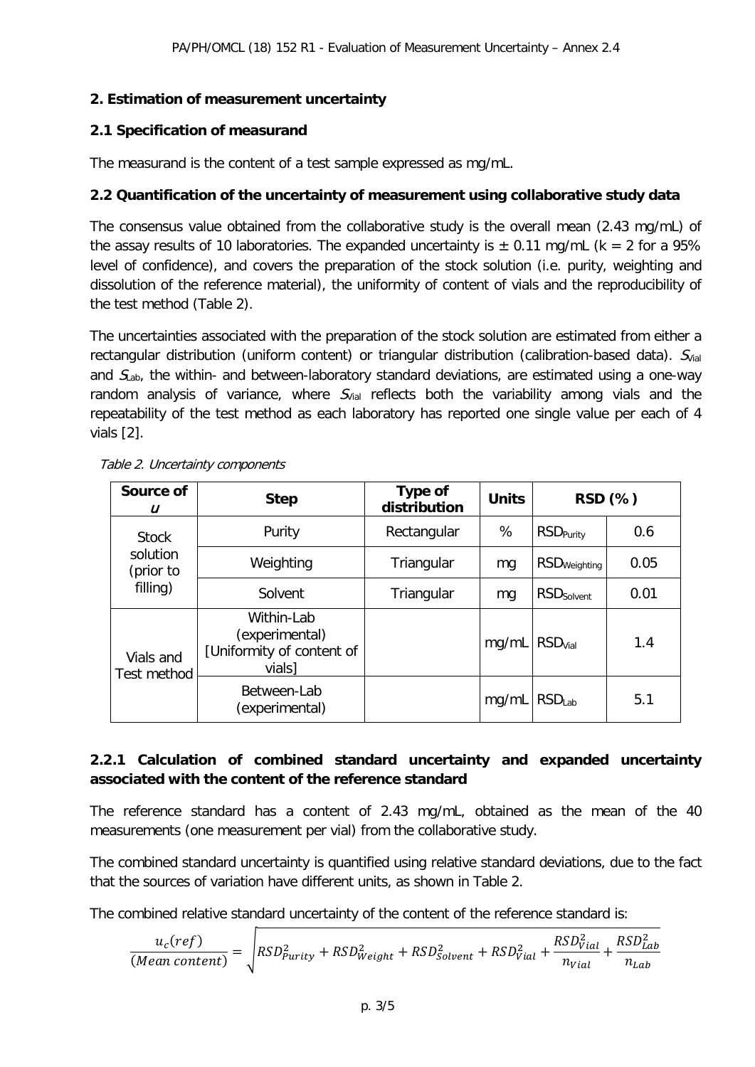## 2. Estimation of measurement uncertainty

### 2.1 Specification of measurand

The measurand is the content of a test sample expressed as mg/mL.

### 2.2 Quantification of the uncertainty of measurement using collaborative study data

The consensus value obtained from the collaborative study is the overall mean (2.43 mg/mL) of the assay results of 10 laboratories. The expanded uncertainty is ± 0.11 mg/mL (k = 2 for a 95% level of confidence), and covers the preparation of the stock solution (i.e. purity, weighting and dissolution of the reference material), the uniformity of content of vials and the reproducibility of the test method (Table 2).

The uncertainties associated with the preparation of the stock solution are estimated from either a rectangular distribution (uniform content) or triangular distribution (calibration-based data). $S_{Vial}$ and $S_{Lab}$, the within- and between-laboratory standard deviations, are estimated using a one-way random analysis of variance, where $S_{Vial}$ reflects both the variability among vials and the repeatability of the test method as each laboratory has reported one single value per each of 4 vials [2].

*Table 2. Uncertainty components*

| Source of *u* | Step | Type of distribution | Units | RSD (%) | |
|---|---|---|---|---|---|
| Stock solution (prior to filling) | Purity | Rectangular | % | $RSD_{Purity}$ | 0.6 |
| | Weighting | Triangular | mg | $RSD_{Weighting}$ | 0.05 |
| | Solvent | Triangular | mg | $RSD_{Solvent}$ | 0.01 |
| Vials and Test method | Within-Lab (experimental) [Uniformity of content of vials] | | mg/mL | $RSD_{Vial}$ | 1.4 |
| | Between-Lab (experimental) | | mg/mL | $RSD_{Lab}$ | 5.1 |

#### 2.2.1 Calculation of combined standard uncertainty and expanded uncertainty associated with the content of the reference standard

The reference standard has a content of 2.43 mg/mL, obtained as the mean of the 40 measurements (one measurement per vial) from the collaborative study.

The combined standard uncertainty is quantified using relative standard deviations, due to the fact that the sources of variation have different units, as shown in Table 2.

The combined relative standard uncertainty of the content of the reference standard is:

$$\frac{u_c(ref)}{(Mean\ content)} = \sqrt{RSD_{Purity}^2 + RSD_{Weight}^2 + RSD_{Solvent}^2 + RSD_{Vial}^2 + \frac{RSD_{Vial}^2}{n_{Vial}} + \frac{RSD_{Lab}^2}{n_{Lab}}}$$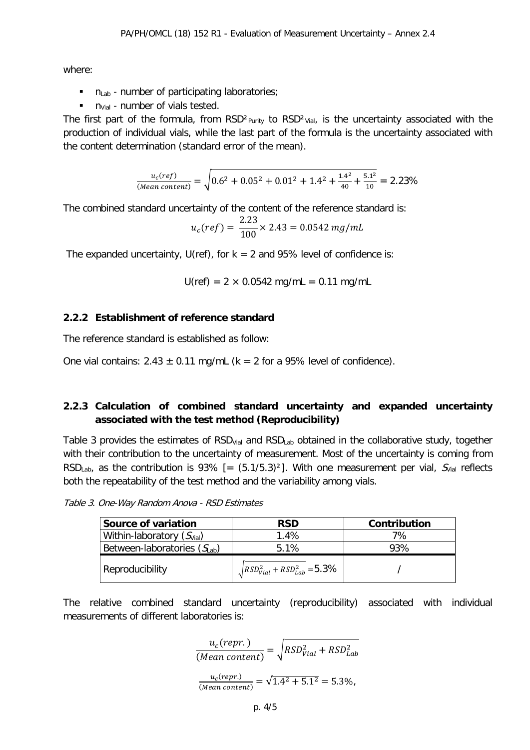where:

- $n_{Lab}$ - number of participating laboratories;
- $n_{Vial}$ - number of vials tested.

The first part of the formula, from $RSD^2_{Purity}$ to $RSD^2_{Vial}$, is the uncertainty associated with the production of individual vials, while the last part of the formula is the uncertainty associated with the content determination (standard error of the mean).

$$\frac{u_c(ref)}{(Mean\ content)} = \sqrt{0.6^2 + 0.05^2 + 0.01^2 + 1.4^2 + \frac{1.4^2}{40} + \frac{5.1^2}{10}} = 2.23\%$$

The combined standard uncertainty of the content of the reference standard is:

$$u_c(ref) = \frac{2.23}{100} \times 2.43 = 0.0542\ mg/mL$$

The expanded uncertainty, U(ref), for k = 2 and 95% level of confidence is:

U(ref) = 2 × 0.0542 mg/mL = 0.11 mg/mL

### 2.2.2 Establishment of reference standard

The reference standard is established as follow:

One vial contains: 2.43 ± 0.11 mg/mL (k = 2 for a 95% level of confidence).

### 2.2.3 Calculation of combined standard uncertainty and expanded uncertainty associated with the test method (Reproducibility)

Table 3 provides the estimates of $RSD_{Vial}$ and $RSD_{Lab}$ obtained in the collaborative study, together with their contribution to the uncertainty of measurement. Most of the uncertainty is coming from $RSD_{Lab}$, as the contribution is 93% [= $(5.1/5.3)^2$]. With one measurement per vial, $S_{Vial}$ reflects both the repeatability of the test method and the variability among vials.

*Table 3. One-Way Random Anova - RSD Estimates*

| Source of variation | RSD | Contribution |
|---|---|---|
| Within-laboratory ($S_{Vial}$) | 1.4% | 7% |
| Between-laboratories ($S_{Lab}$) | 5.1% | 93% |
| Reproducibility | $\sqrt{RSD_{Vial}^2 + RSD_{Lab}^2}$ =5.3% | / |

The relative combined standard uncertainty (reproducibility) associated with individual measurements of different laboratories is:

$$\frac{u_c(repr.)}{(Mean\ content)} = \sqrt{RSD_{Vial}^2 + RSD_{Lab}^2}$$

$$\frac{u_c(repr.)}{(Mean\ content)} = \sqrt{1.4^2 + 5.1^2} = 5.3\%,$$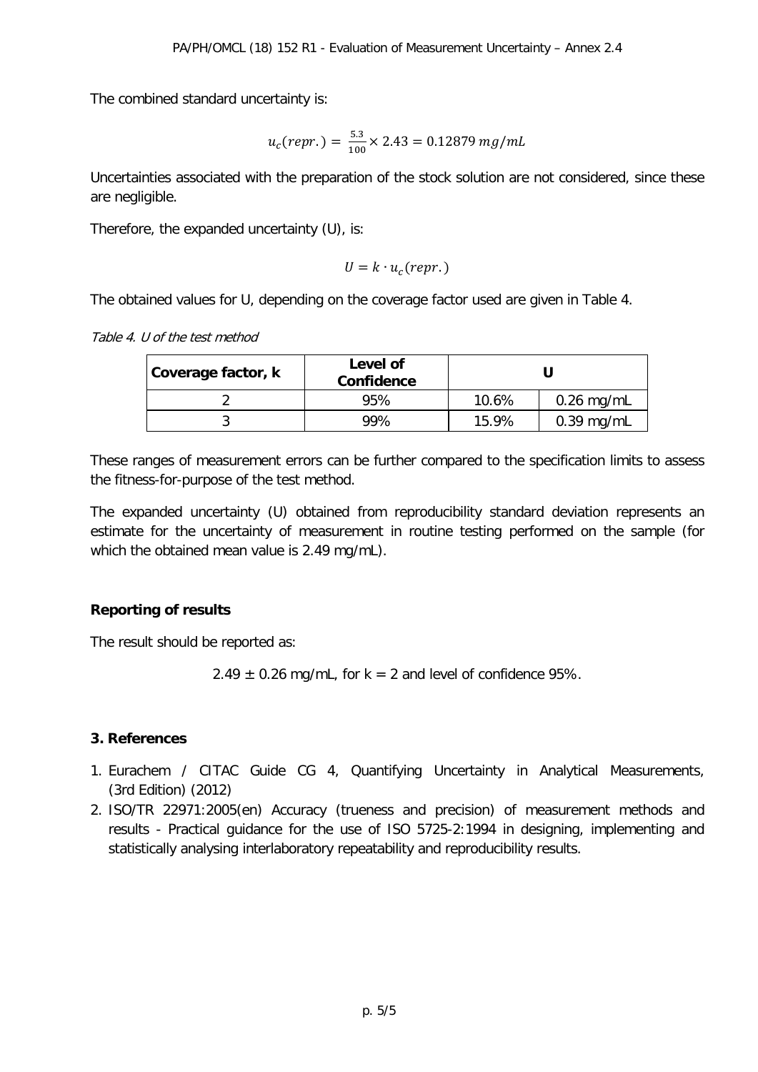The combined standard uncertainty is:

$$u_c(repr.) = \frac{5.3}{100} \times 2.43 = 0.12879\ mg/mL$$

Uncertainties associated with the preparation of the stock solution are not considered, since these are negligible.

Therefore, the expanded uncertainty (U), is:

$$U = k \cdot u_c(repr.)$$

The obtained values for U, depending on the coverage factor used are given in Table 4.

*Table 4. U of the test method*

| Coverage factor, k | Level of Confidence | U | |
|---|---|---|---|
| 2 | 95% | 10.6% | 0.26 mg/mL |
| 3 | 99% | 15.9% | 0.39 mg/mL |

These ranges of measurement errors can be further compared to the specification limits to assess the fitness-for-purpose of the test method.

The expanded uncertainty (U) obtained from reproducibility standard deviation represents an estimate for the uncertainty of measurement in routine testing performed on the sample (for which the obtained mean value is 2.49 mg/mL).

**Reporting of results**

The result should be reported as:

2.49 ± 0.26 mg/mL, for k = 2 and level of confidence 95%.

## 3. References

1. Eurachem / CITAC Guide CG 4, Quantifying Uncertainty in Analytical Measurements, (3rd Edition) (2012)
2. ISO/TR 22971:2005(en) Accuracy (trueness and precision) of measurement methods and results - Practical guidance for the use of ISO 5725-2:1994 in designing, implementing and statistically analysing interlaboratory repeatability and reproducibility results.